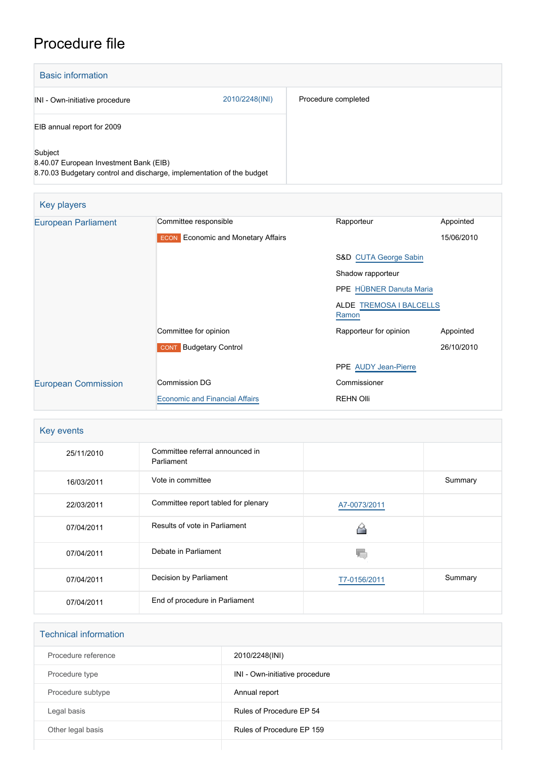# Procedure file

## Basic information

| | |
|---|---|
| INI - Own-initiative procedure 2010/2248(INI) | Procedure completed |
| EIB annual report for 2009 | |
| Subject<br>8.40.07 European Investment Bank (EIB)<br>8.70.03 Budgetary control and discharge, implementation of the budget | |

## Key players

| | | | |
|---|---|---|---|
| European Parliament | Committee responsible | Rapporteur | Appointed |
| | ECON Economic and Monetary Affairs | | 15/06/2010 |
| | | S&D CUTA George Sabin | |
| | | Shadow rapporteur | |
| | | PPE HÜBNER Danuta Maria | |
| | | ALDE TREMOSA I BALCELLS Ramon | |
| | Committee for opinion | Rapporteur for opinion | Appointed |
| | CONT Budgetary Control | | 26/10/2010 |
| | | PPE AUDY Jean-Pierre | |
| European Commission | Commission DG | Commissioner | |
| | Economic and Financial Affairs | REHN Olli | |

## Key events

| | | | |
|---|---|---|---|
| 25/11/2010 | Committee referral announced in Parliament | | |
| 16/03/2011 | Vote in committee | | Summary |
| 22/03/2011 | Committee report tabled for plenary | A7-0073/2011 | |
| 07/04/2011 | Results of vote in Parliament | | |
| 07/04/2011 | Debate in Parliament | | |
| 07/04/2011 | Decision by Parliament | T7-0156/2011 | Summary |
| 07/04/2011 | End of procedure in Parliament | | |

## Technical information

| | |
|---|---|
| Procedure reference | 2010/2248(INI) |
| Procedure type | INI - Own-initiative procedure |
| Procedure subtype | Annual report |
| Legal basis | Rules of Procedure EP 54 |
| Other legal basis | Rules of Procedure EP 159 |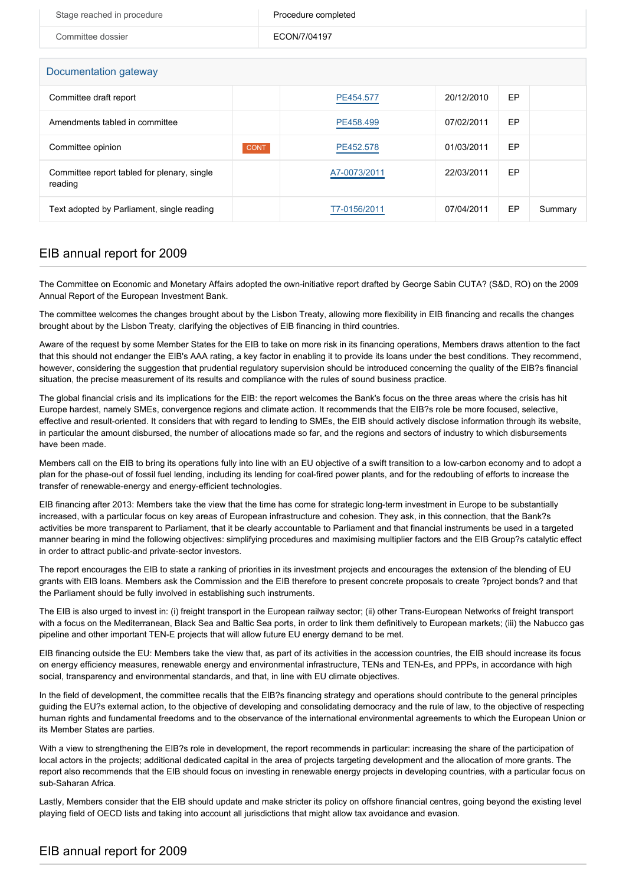| Stage reached in procedure | Procedure completed |
| --- | --- |
| Committee dossier | ECON/7/04197 |

**Documentation gateway**

| | | | | | |
| --- | --- | --- | --- | --- | --- |
| Committee draft report | | PE454.577 | 20/12/2010 | EP | |
| Amendments tabled in committee | | PE458.499 | 07/02/2011 | EP | |
| Committee opinion | CONT | PE452.578 | 01/03/2011 | EP | |
| Committee report tabled for plenary, single reading | | A7-0073/2011 | 22/03/2011 | EP | |
| Text adopted by Parliament, single reading | | T7-0156/2011 | 07/04/2011 | EP | Summary |

## EIB annual report for 2009

The Committee on Economic and Monetary Affairs adopted the own-initiative report drafted by George Sabin CUTA? (S&D, RO) on the 2009 Annual Report of the European Investment Bank.

The committee welcomes the changes brought about by the Lisbon Treaty, allowing more flexibility in EIB financing and recalls the changes brought about by the Lisbon Treaty, clarifying the objectives of EIB financing in third countries.

Aware of the request by some Member States for the EIB to take on more risk in its financing operations, Members draws attention to the fact that this should not endanger the EIB's AAA rating, a key factor in enabling it to provide its loans under the best conditions. They recommend, however, considering the suggestion that prudential regulatory supervision should be introduced concerning the quality of the EIB?s financial situation, the precise measurement of its results and compliance with the rules of sound business practice.

The global financial crisis and its implications for the EIB: the report welcomes the Bank's focus on the three areas where the crisis has hit Europe hardest, namely SMEs, convergence regions and climate action. It recommends that the EIB?s role be more focused, selective, effective and result-oriented. It considers that with regard to lending to SMEs, the EIB should actively disclose information through its website, in particular the amount disbursed, the number of allocations made so far, and the regions and sectors of industry to which disbursements have been made.

Members call on the EIB to bring its operations fully into line with an EU objective of a swift transition to a low-carbon economy and to adopt a plan for the phase-out of fossil fuel lending, including its lending for coal-fired power plants, and for the redoubling of efforts to increase the transfer of renewable-energy and energy-efficient technologies.

EIB financing after 2013: Members take the view that the time has come for strategic long-term investment in Europe to be substantially increased, with a particular focus on key areas of European infrastructure and cohesion. They ask, in this connection, that the Bank?s activities be more transparent to Parliament, that it be clearly accountable to Parliament and that financial instruments be used in a targeted manner bearing in mind the following objectives: simplifying procedures and maximising multiplier factors and the EIB Group?s catalytic effect in order to attract public-and private-sector investors.

The report encourages the EIB to state a ranking of priorities in its investment projects and encourages the extension of the blending of EU grants with EIB loans. Members ask the Commission and the EIB therefore to present concrete proposals to create ?project bonds? and that the Parliament should be fully involved in establishing such instruments.

The EIB is also urged to invest in: (i) freight transport in the European railway sector; (ii) other Trans-European Networks of freight transport with a focus on the Mediterranean, Black Sea and Baltic Sea ports, in order to link them definitively to European markets; (iii) the Nabucco gas pipeline and other important TEN-E projects that will allow future EU energy demand to be met.

EIB financing outside the EU: Members take the view that, as part of its activities in the accession countries, the EIB should increase its focus on energy efficiency measures, renewable energy and environmental infrastructure, TENs and TEN-Es, and PPPs, in accordance with high social, transparency and environmental standards, and that, in line with EU climate objectives.

In the field of development, the committee recalls that the EIB?s financing strategy and operations should contribute to the general principles guiding the EU?s external action, to the objective of developing and consolidating democracy and the rule of law, to the objective of respecting human rights and fundamental freedoms and to the observance of the international environmental agreements to which the European Union or its Member States are parties.

With a view to strengthening the EIB?s role in development, the report recommends in particular: increasing the share of the participation of local actors in the projects; additional dedicated capital in the area of projects targeting development and the allocation of more grants. The report also recommends that the EIB should focus on investing in renewable energy projects in developing countries, with a particular focus on sub-Saharan Africa.

Lastly, Members consider that the EIB should update and make stricter its policy on offshore financial centres, going beyond the existing level playing field of OECD lists and taking into account all jurisdictions that might allow tax avoidance and evasion.

## EIB annual report for 2009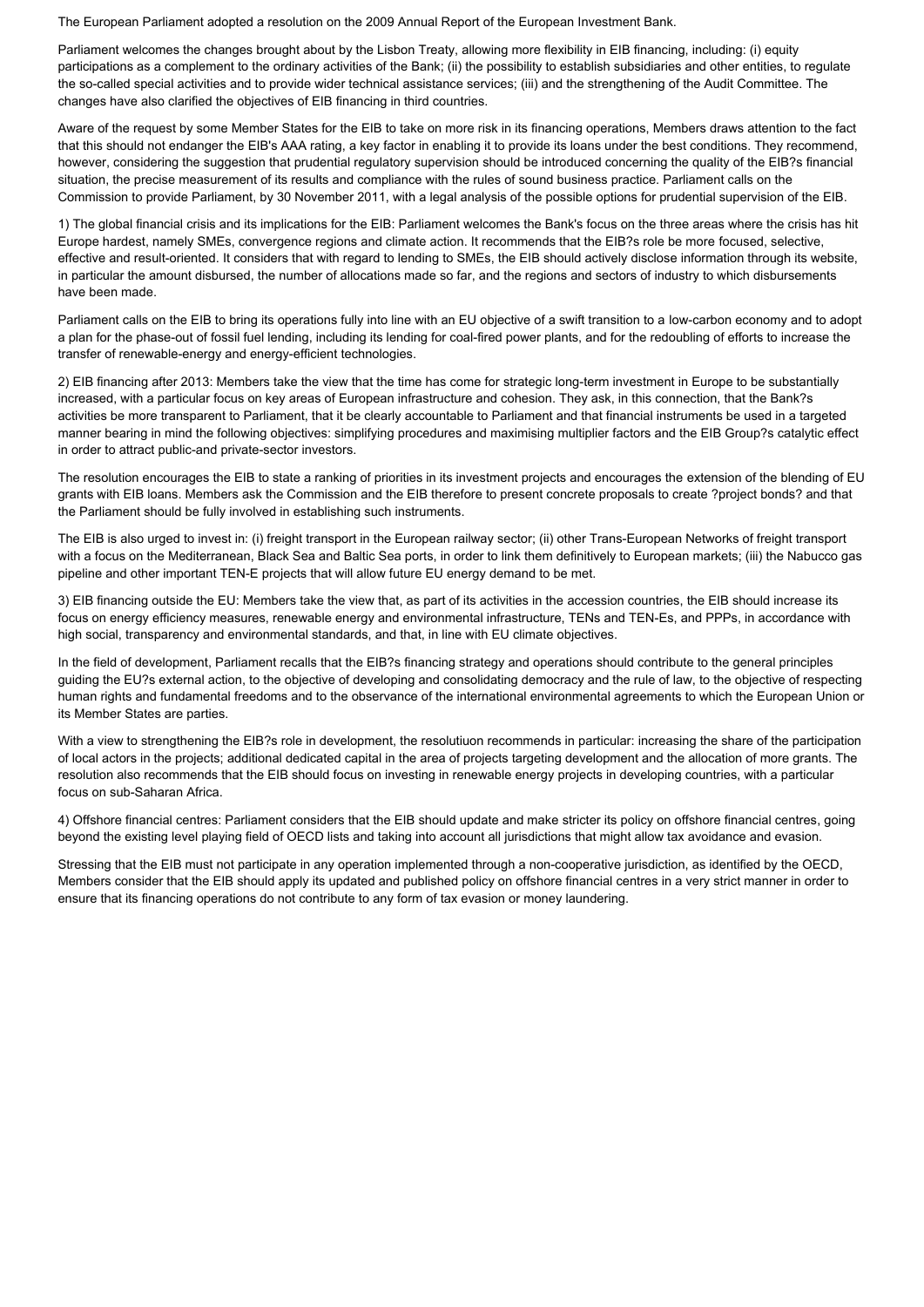The European Parliament adopted a resolution on the 2009 Annual Report of the European Investment Bank.

Parliament welcomes the changes brought about by the Lisbon Treaty, allowing more flexibility in EIB financing, including: (i) equity participations as a complement to the ordinary activities of the Bank; (ii) the possibility to establish subsidiaries and other entities, to regulate the so-called special activities and to provide wider technical assistance services; (iii) and the strengthening of the Audit Committee. The changes have also clarified the objectives of EIB financing in third countries.

Aware of the request by some Member States for the EIB to take on more risk in its financing operations, Members draws attention to the fact that this should not endanger the EIB's AAA rating, a key factor in enabling it to provide its loans under the best conditions. They recommend, however, considering the suggestion that prudential regulatory supervision should be introduced concerning the quality of the EIB?s financial situation, the precise measurement of its results and compliance with the rules of sound business practice. Parliament calls on the Commission to provide Parliament, by 30 November 2011, with a legal analysis of the possible options for prudential supervision of the EIB.

1) The global financial crisis and its implications for the EIB: Parliament welcomes the Bank's focus on the three areas where the crisis has hit Europe hardest, namely SMEs, convergence regions and climate action. It recommends that the EIB?s role be more focused, selective, effective and result-oriented. It considers that with regard to lending to SMEs, the EIB should actively disclose information through its website, in particular the amount disbursed, the number of allocations made so far, and the regions and sectors of industry to which disbursements have been made.

Parliament calls on the EIB to bring its operations fully into line with an EU objective of a swift transition to a low-carbon economy and to adopt a plan for the phase-out of fossil fuel lending, including its lending for coal-fired power plants, and for the redoubling of efforts to increase the transfer of renewable-energy and energy-efficient technologies.

2) EIB financing after 2013: Members take the view that the time has come for strategic long-term investment in Europe to be substantially increased, with a particular focus on key areas of European infrastructure and cohesion. They ask, in this connection, that the Bank?s activities be more transparent to Parliament, that it be clearly accountable to Parliament and that financial instruments be used in a targeted manner bearing in mind the following objectives: simplifying procedures and maximising multiplier factors and the EIB Group?s catalytic effect in order to attract public-and private-sector investors.

The resolution encourages the EIB to state a ranking of priorities in its investment projects and encourages the extension of the blending of EU grants with EIB loans. Members ask the Commission and the EIB therefore to present concrete proposals to create ?project bonds? and that the Parliament should be fully involved in establishing such instruments.

The EIB is also urged to invest in: (i) freight transport in the European railway sector; (ii) other Trans-European Networks of freight transport with a focus on the Mediterranean, Black Sea and Baltic Sea ports, in order to link them definitively to European markets; (iii) the Nabucco gas pipeline and other important TEN-E projects that will allow future EU energy demand to be met.

3) EIB financing outside the EU: Members take the view that, as part of its activities in the accession countries, the EIB should increase its focus on energy efficiency measures, renewable energy and environmental infrastructure, TENs and TEN-Es, and PPPs, in accordance with high social, transparency and environmental standards, and that, in line with EU climate objectives.

In the field of development, Parliament recalls that the EIB?s financing strategy and operations should contribute to the general principles guiding the EU?s external action, to the objective of developing and consolidating democracy and the rule of law, to the objective of respecting human rights and fundamental freedoms and to the observance of the international environmental agreements to which the European Union or its Member States are parties.

With a view to strengthening the EIB?s role in development, the resolutiuon recommends in particular: increasing the share of the participation of local actors in the projects; additional dedicated capital in the area of projects targeting development and the allocation of more grants. The resolution also recommends that the EIB should focus on investing in renewable energy projects in developing countries, with a particular focus on sub-Saharan Africa.

4) Offshore financial centres: Parliament considers that the EIB should update and make stricter its policy on offshore financial centres, going beyond the existing level playing field of OECD lists and taking into account all jurisdictions that might allow tax avoidance and evasion.

Stressing that the EIB must not participate in any operation implemented through a non-cooperative jurisdiction, as identified by the OECD, Members consider that the EIB should apply its updated and published policy on offshore financial centres in a very strict manner in order to ensure that its financing operations do not contribute to any form of tax evasion or money laundering.